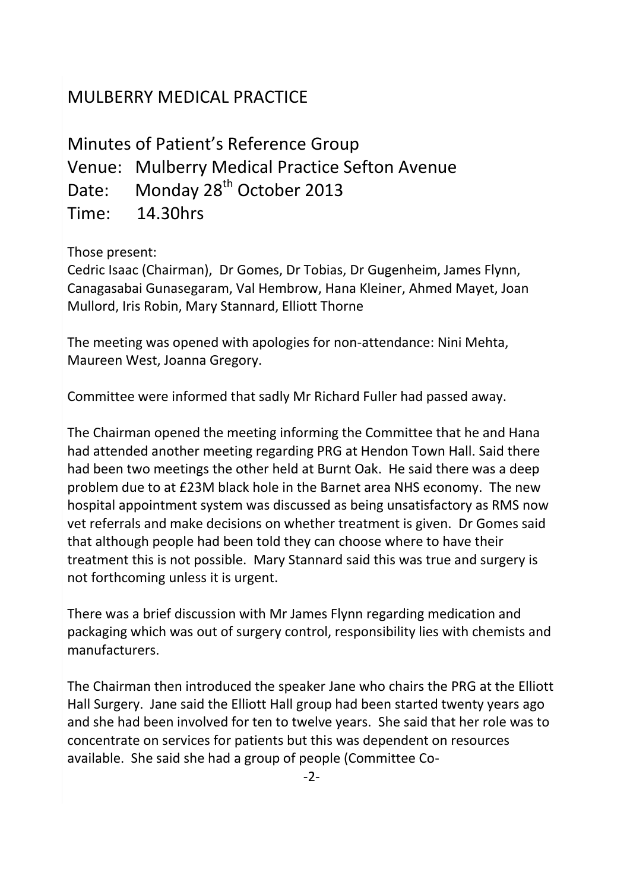# MULBERRY MEDICAL PRACTICE

## Minutes of Patient's Reference Group

## Venue: Mulberry Medical Practice Sefton Avenue

## Date: Monday 28th October 2013

## Time: 14.30hrs

Those present:
Cedric Isaac (Chairman), Dr Gomes, Dr Tobias, Dr Gugenheim, James Flynn, Canagasabai Gunasegaram, Val Hembrow, Hana Kleiner, Ahmed Mayet, Joan Mullord, Iris Robin, Mary Stannard, Elliott Thorne

The meeting was opened with apologies for non-attendance: Nini Mehta, Maureen West, Joanna Gregory.

Committee were informed that sadly Mr Richard Fuller had passed away.

The Chairman opened the meeting informing the Committee that he and Hana had attended another meeting regarding PRG at Hendon Town Hall. Said there had been two meetings the other held at Burnt Oak. He said there was a deep problem due to at £23M black hole in the Barnet area NHS economy. The new hospital appointment system was discussed as being unsatisfactory as RMS now vet referrals and make decisions on whether treatment is given. Dr Gomes said that although people had been told they can choose where to have their treatment this is not possible. Mary Stannard said this was true and surgery is not forthcoming unless it is urgent.

There was a brief discussion with Mr James Flynn regarding medication and packaging which was out of surgery control, responsibility lies with chemists and manufacturers.

The Chairman then introduced the speaker Jane who chairs the PRG at the Elliott Hall Surgery. Jane said the Elliott Hall group had been started twenty years ago and she had been involved for ten to twelve years. She said that her role was to concentrate on services for patients but this was dependent on resources available. She said she had a group of people (Committee Co-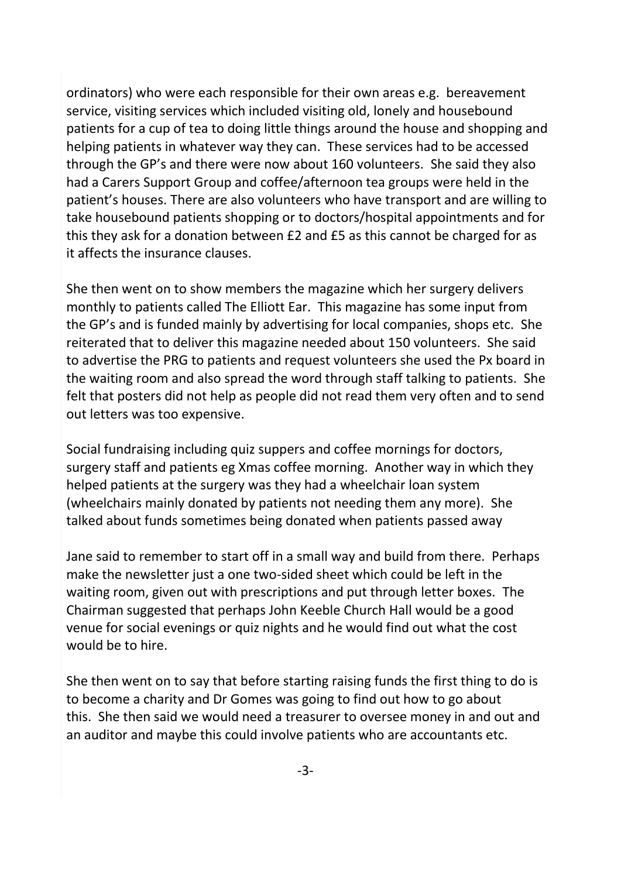ordinators) who were each responsible for their own areas e.g. bereavement service, visiting services which included visiting old, lonely and housebound patients for a cup of tea to doing little things around the house and shopping and helping patients in whatever way they can. These services had to be accessed through the GP's and there were now about 160 volunteers. She said they also had a Carers Support Group and coffee/afternoon tea groups were held in the patient's houses. There are also volunteers who have transport and are willing to take housebound patients shopping or to doctors/hospital appointments and for this they ask for a donation between £2 and £5 as this cannot be charged for as it affects the insurance clauses.

She then went on to show members the magazine which her surgery delivers monthly to patients called The Elliott Ear. This magazine has some input from the GP's and is funded mainly by advertising for local companies, shops etc. She reiterated that to deliver this magazine needed about 150 volunteers. She said to advertise the PRG to patients and request volunteers she used the Px board in the waiting room and also spread the word through staff talking to patients. She felt that posters did not help as people did not read them very often and to send out letters was too expensive.

Social fundraising including quiz suppers and coffee mornings for doctors, surgery staff and patients eg Xmas coffee morning. Another way in which they helped patients at the surgery was they had a wheelchair loan system (wheelchairs mainly donated by patients not needing them any more). She talked about funds sometimes being donated when patients passed away

Jane said to remember to start off in a small way and build from there. Perhaps make the newsletter just a one two-sided sheet which could be left in the waiting room, given out with prescriptions and put through letter boxes. The Chairman suggested that perhaps John Keeble Church Hall would be a good venue for social evenings or quiz nights and he would find out what the cost would be to hire.

She then went on to say that before starting raising funds the first thing to do is to become a charity and Dr Gomes was going to find out how to go about this. She then said we would need a treasurer to oversee money in and out and an auditor and maybe this could involve patients who are accountants etc.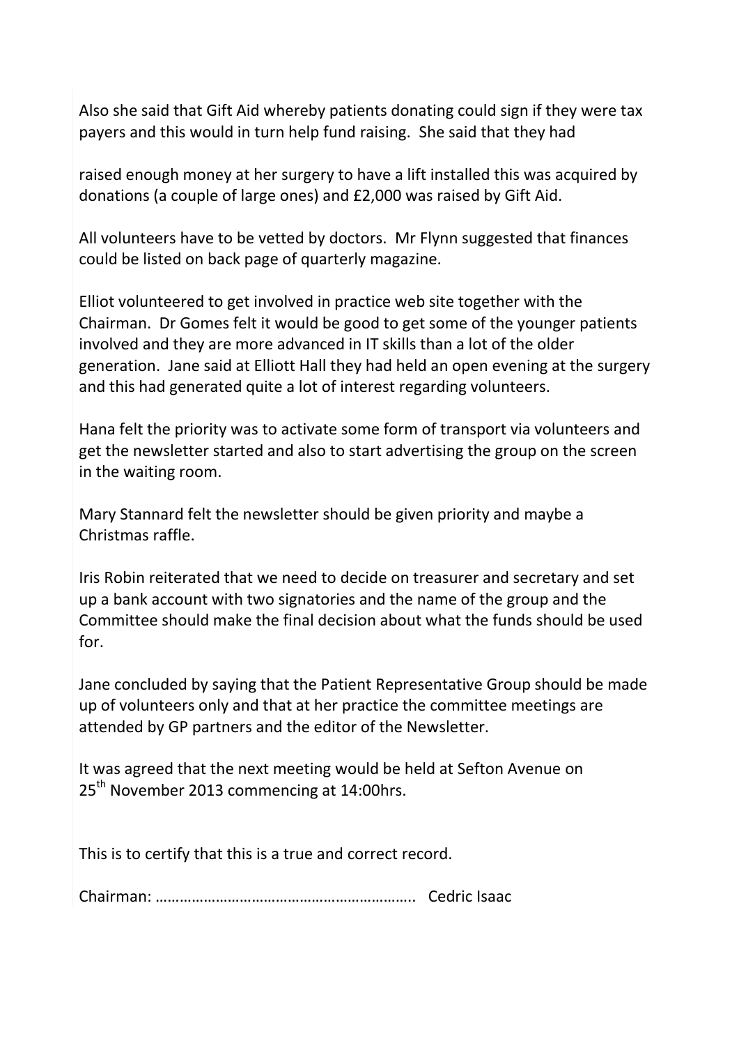Also she said that Gift Aid whereby patients donating could sign if they were tax payers and this would in turn help fund raising. She said that they had

raised enough money at her surgery to have a lift installed this was acquired by donations (a couple of large ones) and £2,000 was raised by Gift Aid.

All volunteers have to be vetted by doctors. Mr Flynn suggested that finances could be listed on back page of quarterly magazine.

Elliot volunteered to get involved in practice web site together with the Chairman. Dr Gomes felt it would be good to get some of the younger patients involved and they are more advanced in IT skills than a lot of the older generation. Jane said at Elliott Hall they had held an open evening at the surgery and this had generated quite a lot of interest regarding volunteers.

Hana felt the priority was to activate some form of transport via volunteers and get the newsletter started and also to start advertising the group on the screen in the waiting room.

Mary Stannard felt the newsletter should be given priority and maybe a Christmas raffle.

Iris Robin reiterated that we need to decide on treasurer and secretary and set up a bank account with two signatories and the name of the group and the Committee should make the final decision about what the funds should be used for.

Jane concluded by saying that the Patient Representative Group should be made up of volunteers only and that at her practice the committee meetings are attended by GP partners and the editor of the Newsletter.

It was agreed that the next meeting would be held at Sefton Avenue on 25th November 2013 commencing at 14:00hrs.

This is to certify that this is a true and correct record.

Chairman: ……………………………………………………….. Cedric Isaac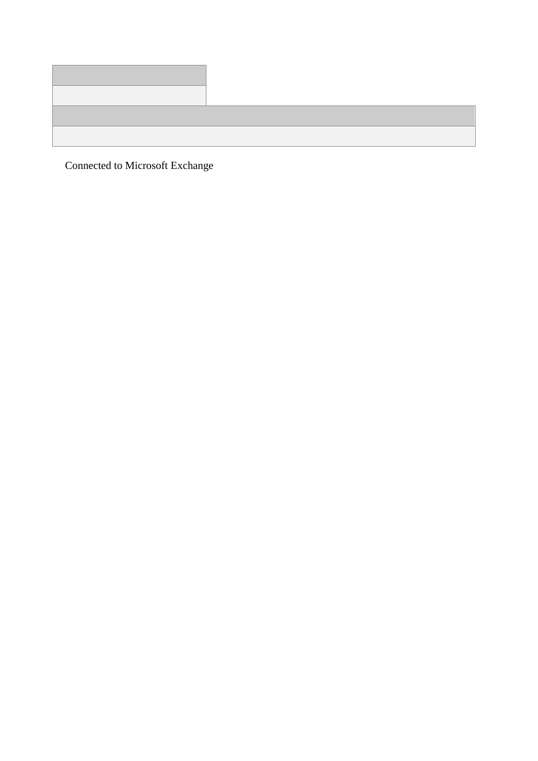Connected to Microsoft Exchange